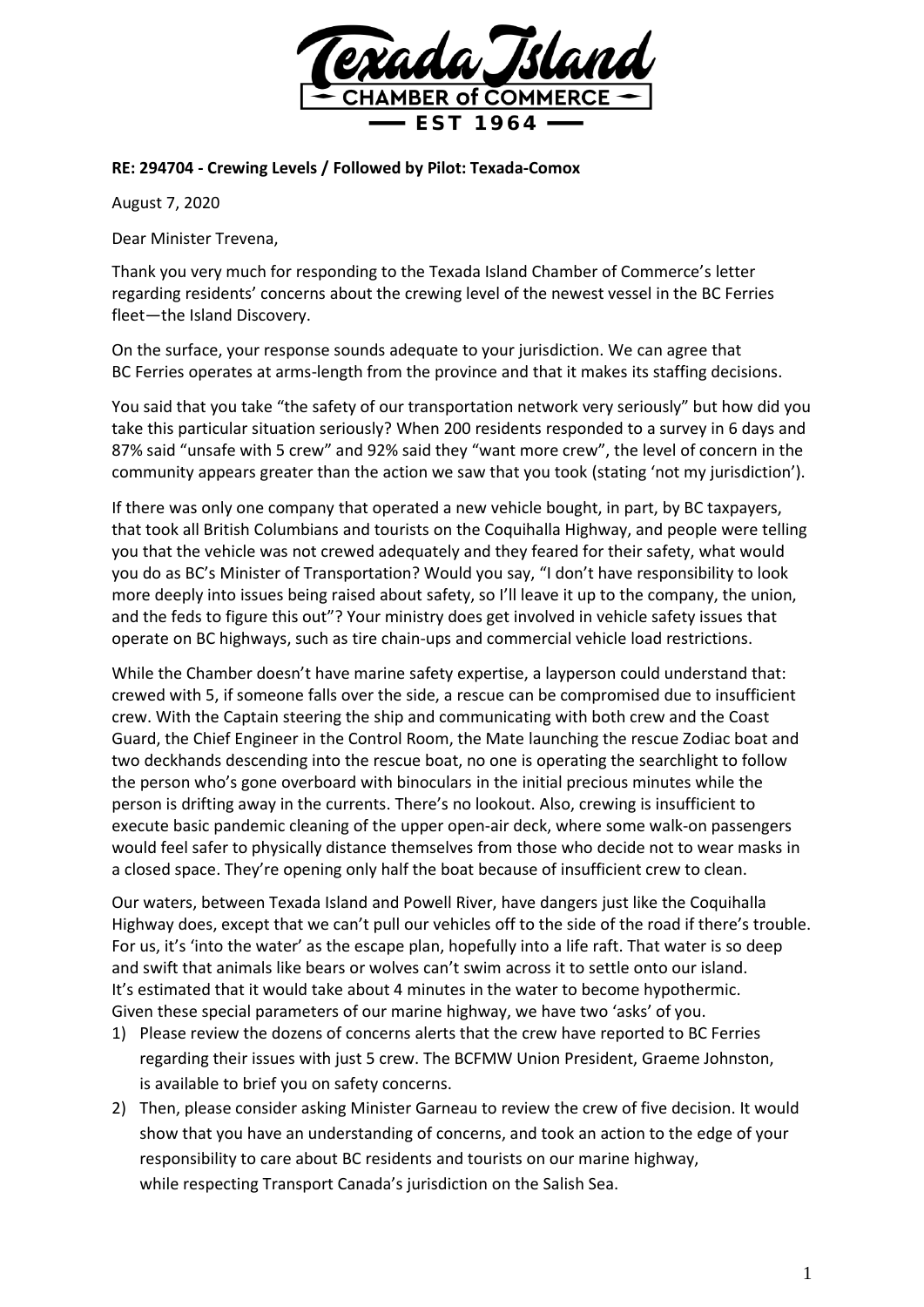**RE: 294704 - Crewing Levels / Followed by Pilot: Texada-Comox**

August 7, 2020

Dear Minister Trevena,

Thank you very much for responding to the Texada Island Chamber of Commerce's letter regarding residents' concerns about the crewing level of the newest vessel in the BC Ferries fleet—the Island Discovery.

On the surface, your response sounds adequate to your jurisdiction. We can agree that BC Ferries operates at arms-length from the province and that it makes its staffing decisions.

You said that you take "the safety of our transportation network very seriously" but how did you take this particular situation seriously? When 200 residents responded to a survey in 6 days and 87% said "unsafe with 5 crew" and 92% said they "want more crew", the level of concern in the community appears greater than the action we saw that you took (stating 'not my jurisdiction').

If there was only one company that operated a new vehicle bought, in part, by BC taxpayers, that took all British Columbians and tourists on the Coquihalla Highway, and people were telling you that the vehicle was not crewed adequately and they feared for their safety, what would you do as BC's Minister of Transportation? Would you say, "I don't have responsibility to look more deeply into issues being raised about safety, so I'll leave it up to the company, the union, and the feds to figure this out"? Your ministry does get involved in vehicle safety issues that operate on BC highways, such as tire chain-ups and commercial vehicle load restrictions.

While the Chamber doesn't have marine safety expertise, a layperson could understand that: crewed with 5, if someone falls over the side, a rescue can be compromised due to insufficient crew. With the Captain steering the ship and communicating with both crew and the Coast Guard, the Chief Engineer in the Control Room, the Mate launching the rescue Zodiac boat and two deckhands descending into the rescue boat, no one is operating the searchlight to follow the person who's gone overboard with binoculars in the initial precious minutes while the person is drifting away in the currents. There's no lookout. Also, crewing is insufficient to execute basic pandemic cleaning of the upper open-air deck, where some walk-on passengers would feel safer to physically distance themselves from those who decide not to wear masks in a closed space. They're opening only half the boat because of insufficient crew to clean.

Our waters, between Texada Island and Powell River, have dangers just like the Coquihalla Highway does, except that we can't pull our vehicles off to the side of the road if there's trouble. For us, it's 'into the water' as the escape plan, hopefully into a life raft. That water is so deep and swift that animals like bears or wolves can't swim across it to settle onto our island. It's estimated that it would take about 4 minutes in the water to become hypothermic. Given these special parameters of our marine highway, we have two 'asks' of you.

1) Please review the dozens of concerns alerts that the crew have reported to BC Ferries regarding their issues with just 5 crew. The BCFMW Union President, Graeme Johnston, is available to brief you on safety concerns.
2) Then, please consider asking Minister Garneau to review the crew of five decision. It would show that you have an understanding of concerns, and took an action to the edge of your responsibility to care about BC residents and tourists on our marine highway, while respecting Transport Canada's jurisdiction on the Salish Sea.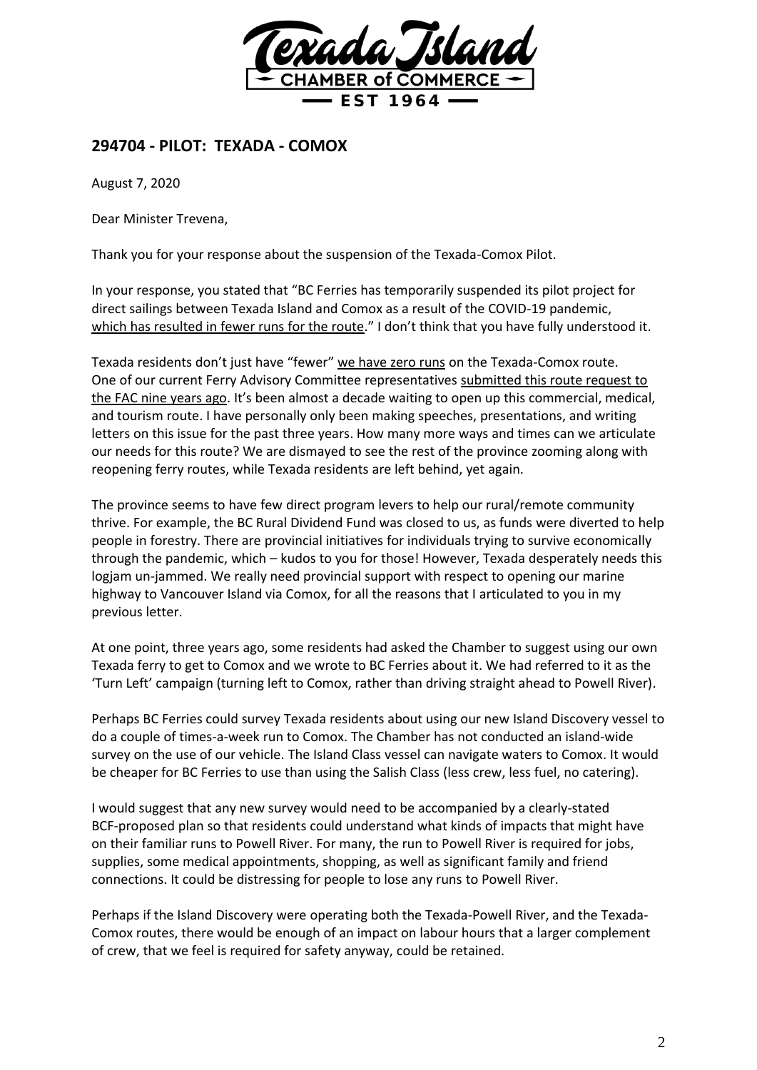## 294704 - PILOT: TEXADA - COMOX

August 7, 2020

Dear Minister Trevena,

Thank you for your response about the suspension of the Texada-Comox Pilot.

In your response, you stated that "BC Ferries has temporarily suspended its pilot project for direct sailings between Texada Island and Comox as a result of the COVID-19 pandemic, which has resulted in fewer runs for the route." I don't think that you have fully understood it.

Texada residents don't just have "fewer" we have zero runs on the Texada-Comox route. One of our current Ferry Advisory Committee representatives submitted this route request to the FAC nine years ago. It's been almost a decade waiting to open up this commercial, medical, and tourism route. I have personally only been making speeches, presentations, and writing letters on this issue for the past three years. How many more ways and times can we articulate our needs for this route? We are dismayed to see the rest of the province zooming along with reopening ferry routes, while Texada residents are left behind, yet again.

The province seems to have few direct program levers to help our rural/remote community thrive. For example, the BC Rural Dividend Fund was closed to us, as funds were diverted to help people in forestry. There are provincial initiatives for individuals trying to survive economically through the pandemic, which – kudos to you for those! However, Texada desperately needs this logjam un-jammed. We really need provincial support with respect to opening our marine highway to Vancouver Island via Comox, for all the reasons that I articulated to you in my previous letter.

At one point, three years ago, some residents had asked the Chamber to suggest using our own Texada ferry to get to Comox and we wrote to BC Ferries about it. We had referred to it as the 'Turn Left' campaign (turning left to Comox, rather than driving straight ahead to Powell River).

Perhaps BC Ferries could survey Texada residents about using our new Island Discovery vessel to do a couple of times-a-week run to Comox. The Chamber has not conducted an island-wide survey on the use of our vehicle. The Island Class vessel can navigate waters to Comox. It would be cheaper for BC Ferries to use than using the Salish Class (less crew, less fuel, no catering).

I would suggest that any new survey would need to be accompanied by a clearly-stated BCF-proposed plan so that residents could understand what kinds of impacts that might have on their familiar runs to Powell River. For many, the run to Powell River is required for jobs, supplies, some medical appointments, shopping, as well as significant family and friend connections. It could be distressing for people to lose any runs to Powell River.

Perhaps if the Island Discovery were operating both the Texada-Powell River, and the Texada-Comox routes, there would be enough of an impact on labour hours that a larger complement of crew, that we feel is required for safety anyway, could be retained.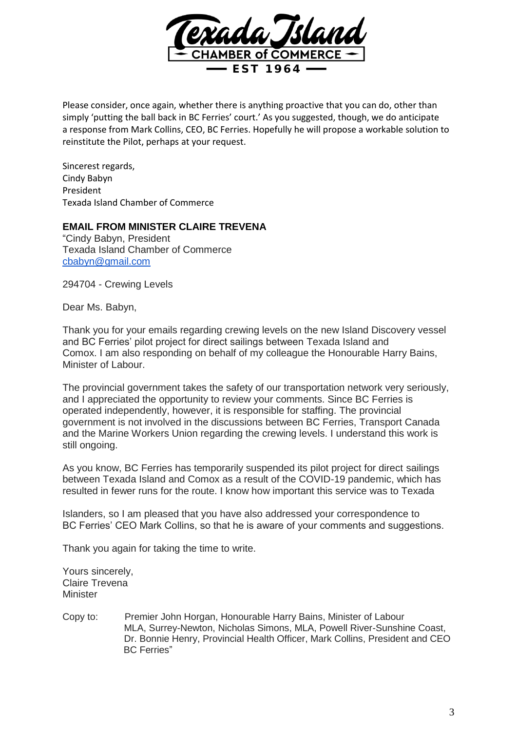Please consider, once again, whether there is anything proactive that you can do, other than simply 'putting the ball back in BC Ferries' court.' As you suggested, though, we do anticipate a response from Mark Collins, CEO, BC Ferries. Hopefully he will propose a workable solution to reinstitute the Pilot, perhaps at your request.

Sincerest regards,
Cindy Babyn
President
Texada Island Chamber of Commerce

**EMAIL FROM MINISTER CLAIRE TREVENA**

"Cindy Babyn, President
Texada Island Chamber of Commerce
cbabyn@gmail.com

294704 - Crewing Levels

Dear Ms. Babyn,

Thank you for your emails regarding crewing levels on the new Island Discovery vessel and BC Ferries' pilot project for direct sailings between Texada Island and Comox. I am also responding on behalf of my colleague the Honourable Harry Bains, Minister of Labour.

The provincial government takes the safety of our transportation network very seriously, and I appreciated the opportunity to review your comments. Since BC Ferries is operated independently, however, it is responsible for staffing. The provincial government is not involved in the discussions between BC Ferries, Transport Canada and the Marine Workers Union regarding the crewing levels. I understand this work is still ongoing.

As you know, BC Ferries has temporarily suspended its pilot project for direct sailings between Texada Island and Comox as a result of the COVID-19 pandemic, which has resulted in fewer runs for the route. I know how important this service was to Texada Islanders, so I am pleased that you have also addressed your correspondence to BC Ferries' CEO Mark Collins, so that he is aware of your comments and suggestions.

Thank you again for taking the time to write.

Yours sincerely,
Claire Trevena
Minister

Copy to: Premier John Horgan, Honourable Harry Bains, Minister of Labour MLA, Surrey-Newton, Nicholas Simons, MLA, Powell River-Sunshine Coast, Dr. Bonnie Henry, Provincial Health Officer, Mark Collins, President and CEO BC Ferries"